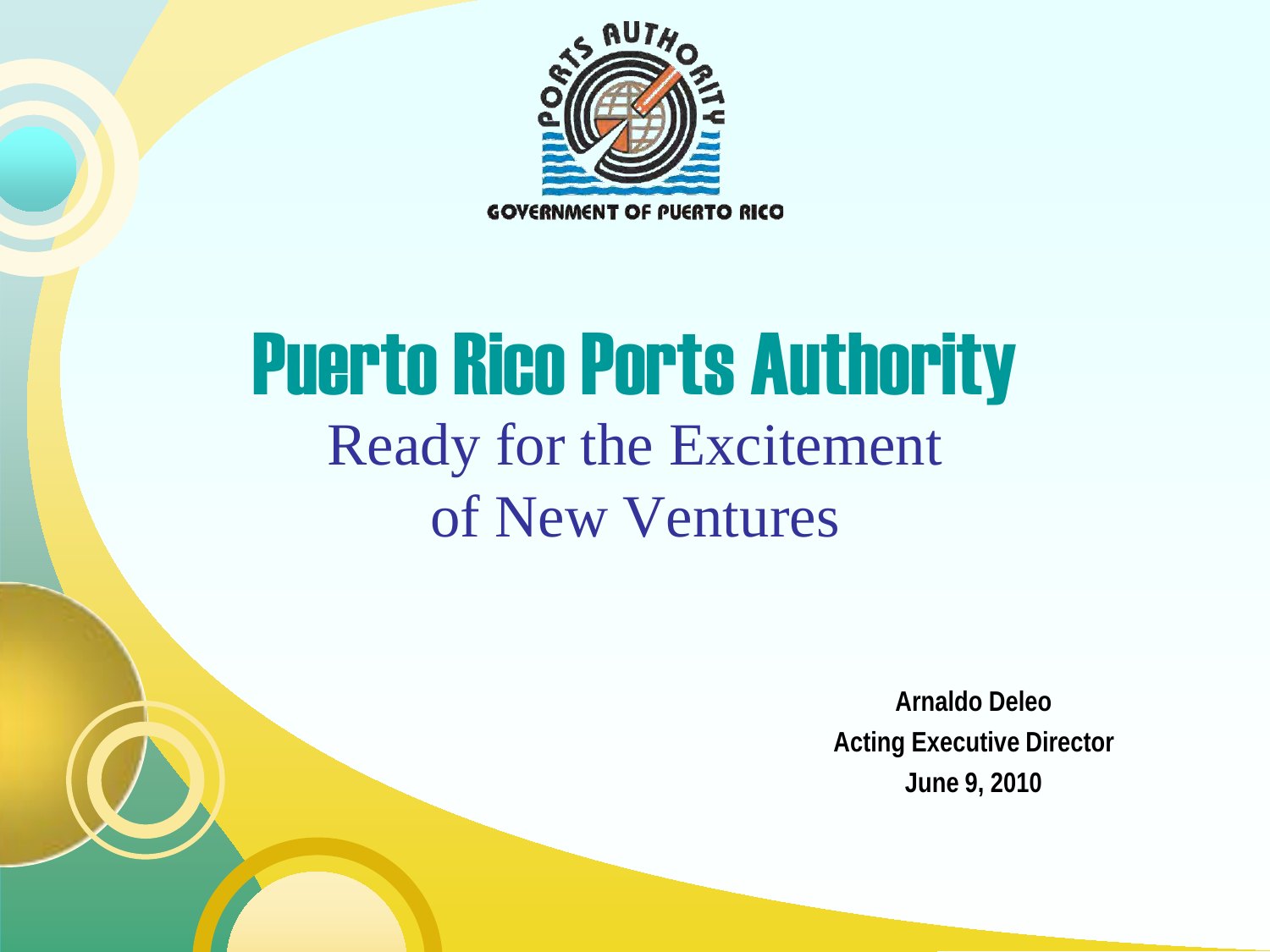# Puerto Rico Ports Authority

## Ready for the Excitement of New Ventures

**Arnaldo Deleo**
**Acting Executive Director**
**June 9, 2010**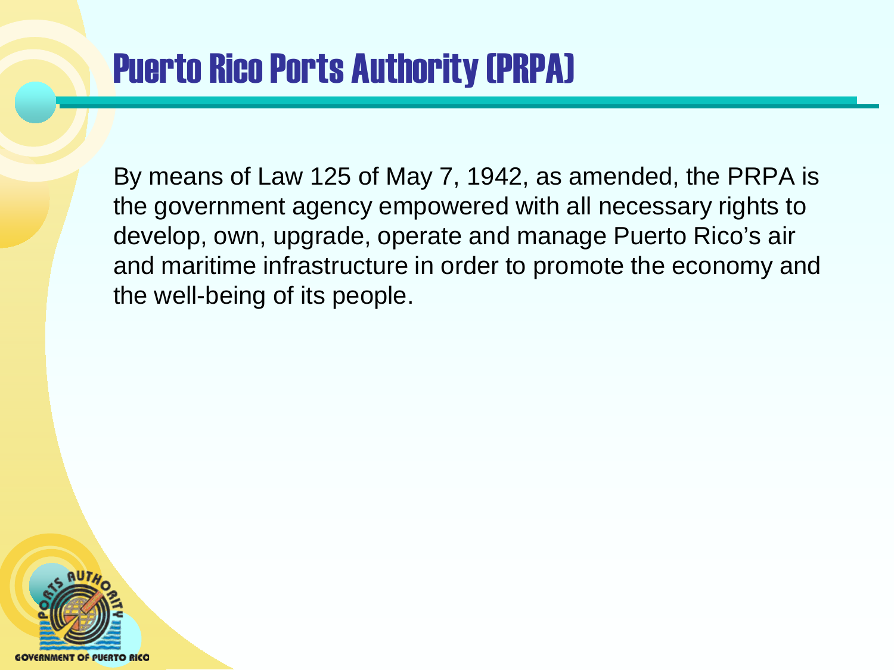# Puerto Rico Ports Authority (PRPA)

By means of Law 125 of May 7, 1942, as amended, the PRPA is the government agency empowered with all necessary rights to develop, own, upgrade, operate and manage Puerto Rico's air and maritime infrastructure in order to promote the economy and the well-being of its people.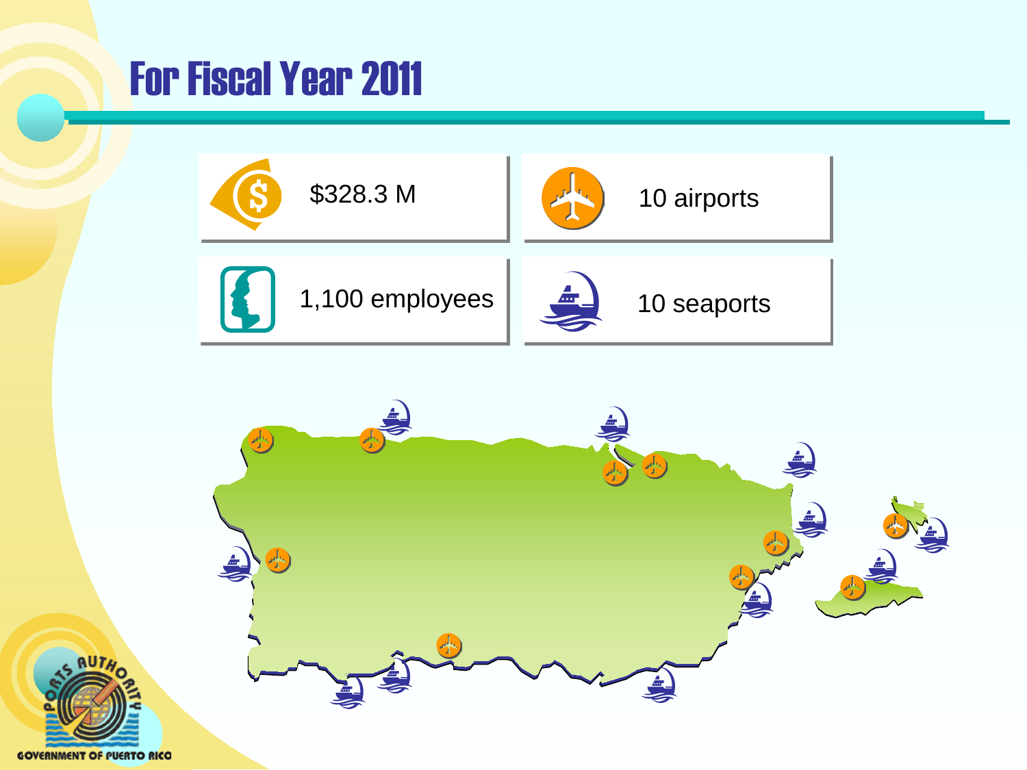# For Fiscal Year 2011

- $328.3 M
- 10 airports
- 1,100 employees
- 10 seaports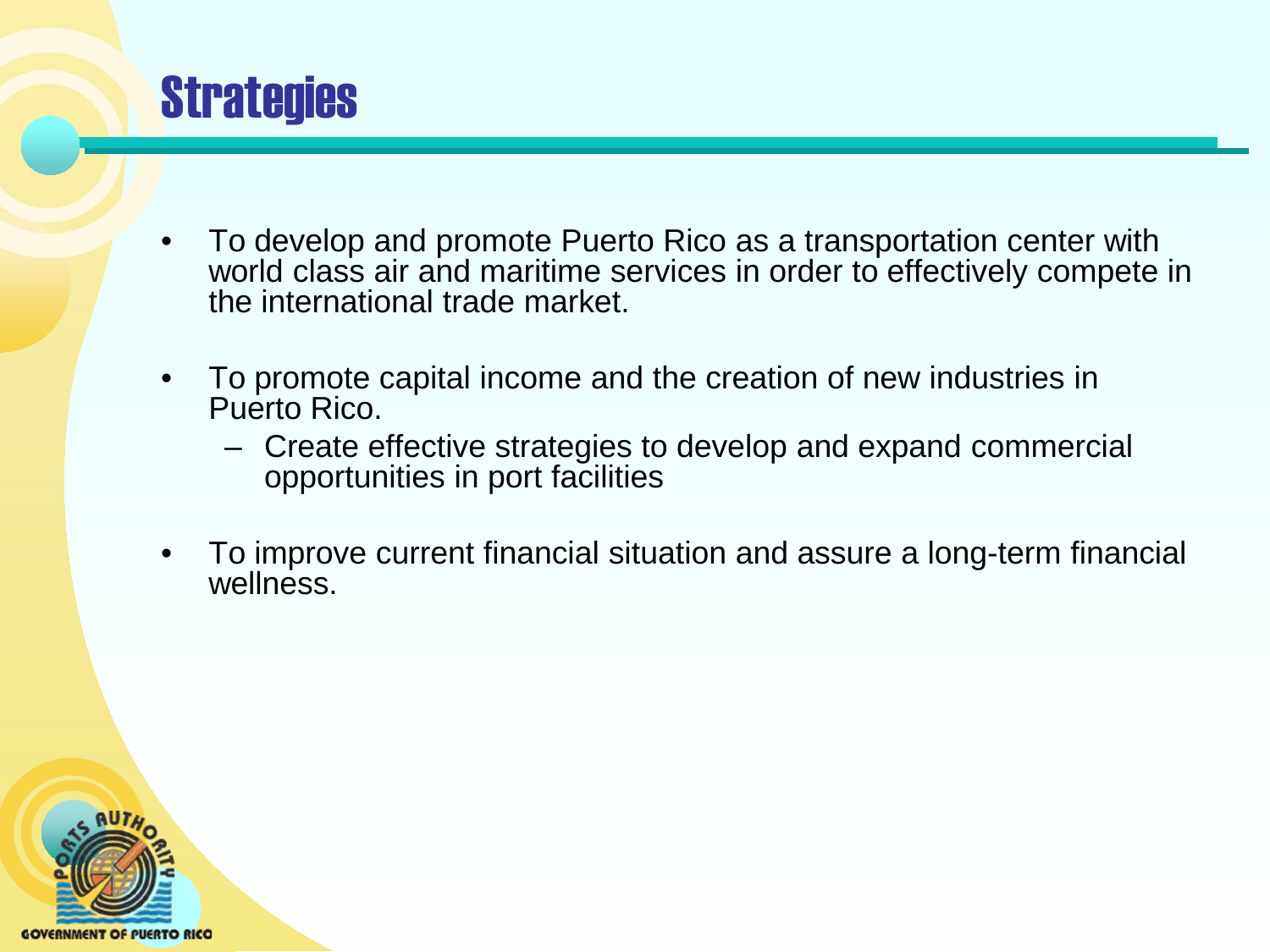# Strategies

- To develop and promote Puerto Rico as a transportation center with world class air and maritime services in order to effectively compete in the international trade market.
- To promote capital income and the creation of new industries in Puerto Rico.
  - Create effective strategies to develop and expand commercial opportunities in port facilities
- To improve current financial situation and assure a long-term financial wellness.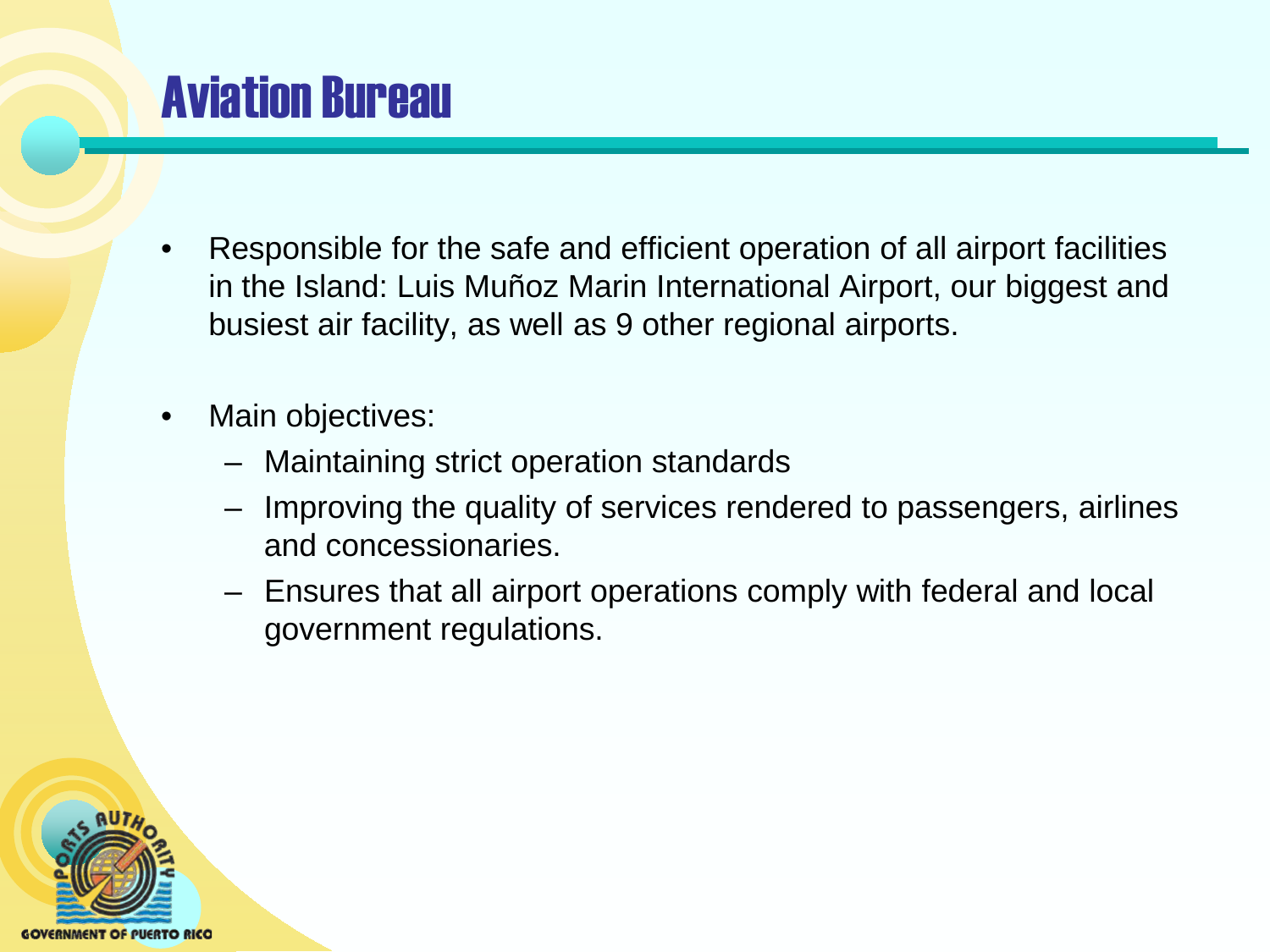# Aviation Bureau

- Responsible for the safe and efficient operation of all airport facilities in the Island: Luis Muñoz Marin International Airport, our biggest and busiest air facility, as well as 9 other regional airports.
- Main objectives:
  - Maintaining strict operation standards
  - Improving the quality of services rendered to passengers, airlines and concessionaries.
  - Ensures that all airport operations comply with federal and local government regulations.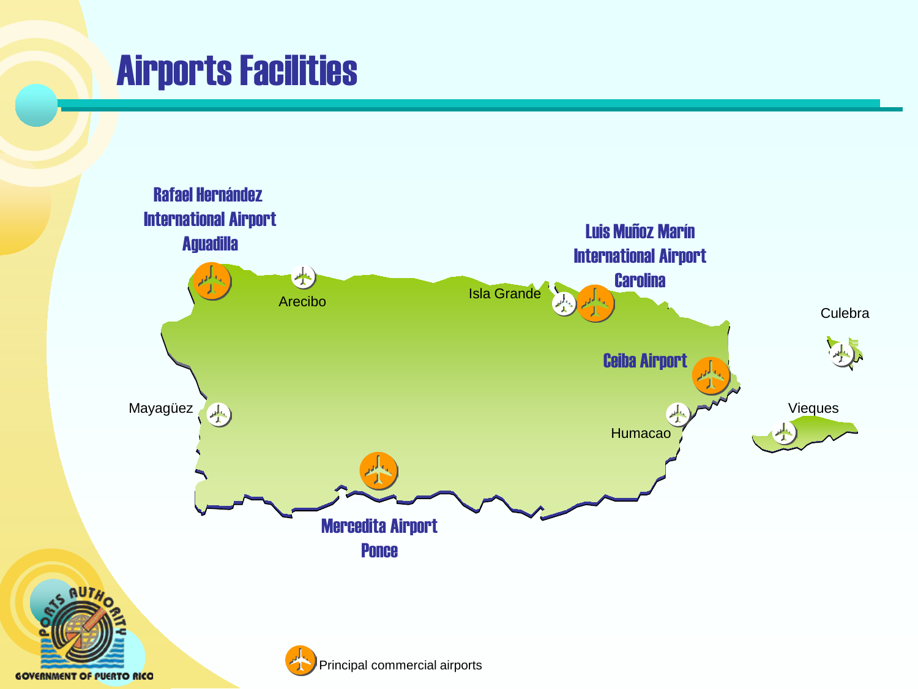# Airports Facilities

Rafael Hernández International Airport Aguadilla

Arecibo

Isla Grande

Luis Muñoz Marín International Airport Carolina

Culebra

Ceiba Airport

Mayagüez

Humacao

Vieques

Mercedita Airport Ponce

Principal commercial airports

GOVERNMENT OF PUERTO RICO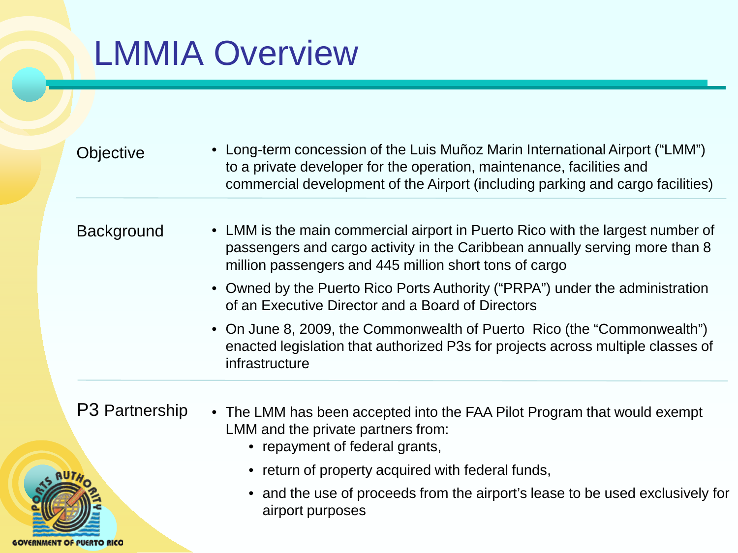# LMMIA Overview

| | |
|---|---|
| Objective | • Long-term concession of the Luis Muñoz Marin International Airport ("LMM") to a private developer for the operation, maintenance, facilities and commercial development of the Airport (including parking and cargo facilities) |
| Background | • LMM is the main commercial airport in Puerto Rico with the largest number of passengers and cargo activity in the Caribbean annually serving more than 8 million passengers and 445 million short tons of cargo<br>• Owned by the Puerto Rico Ports Authority ("PRPA") under the administration of an Executive Director and a Board of Directors<br>• On June 8, 2009, the Commonwealth of Puerto Rico (the "Commonwealth") enacted legislation that authorized P3s for projects across multiple classes of infrastructure |
| P3 Partnership | • The LMM has been accepted into the FAA Pilot Program that would exempt LMM and the private partners from:<br>  • repayment of federal grants,<br>  • return of property acquired with federal funds,<br>  • and the use of proceeds from the airport's lease to be used exclusively for airport purposes |

PORTS AUTHORITY
GOVERNMENT OF PUERTO RICO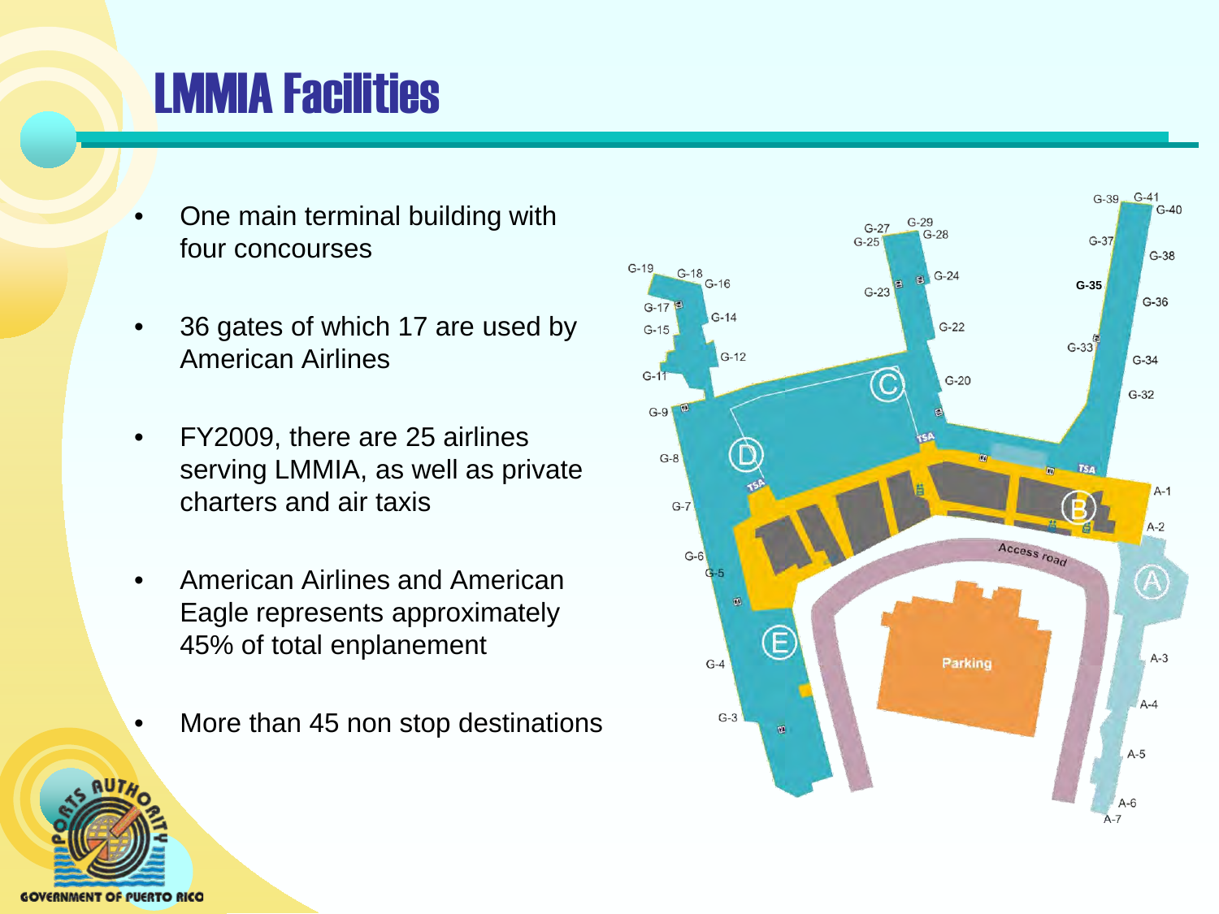# LMMIA Facilities

- One main terminal building with four concourses
- 36 gates of which 17 are used by American Airlines
- FY2009, there are 25 airlines serving LMMIA, as well as private charters and air taxis
- American Airlines and American Eagle represents approximately 45% of total enplanement
- More than 45 non stop destinations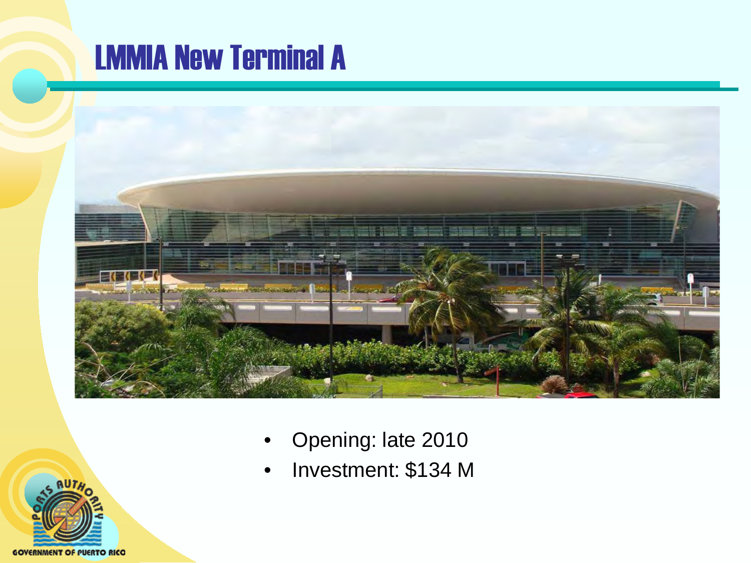# LMMIA New Terminal A

- Opening: late 2010
- Investment: $134 M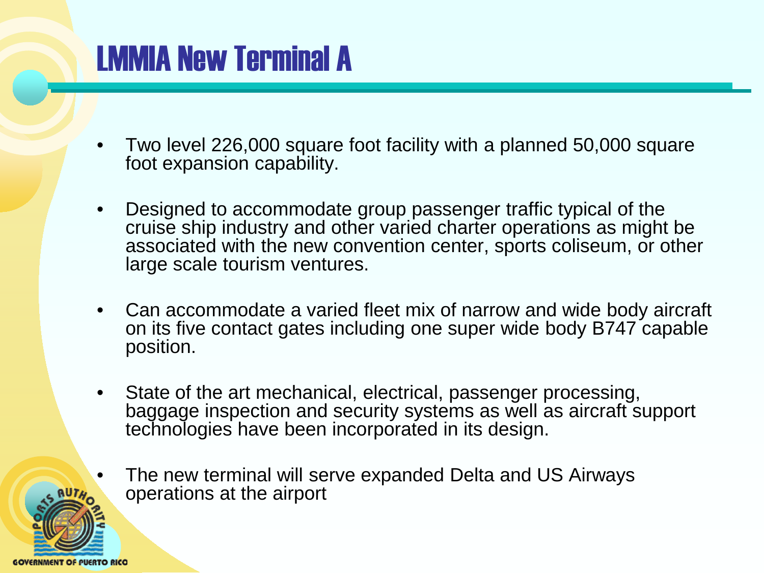# LMMIA New Terminal A

- Two level 226,000 square foot facility with a planned 50,000 square foot expansion capability.
- Designed to accommodate group passenger traffic typical of the cruise ship industry and other varied charter operations as might be associated with the new convention center, sports coliseum, or other large scale tourism ventures.
- Can accommodate a varied fleet mix of narrow and wide body aircraft on its five contact gates including one super wide body B747 capable position.
- State of the art mechanical, electrical, passenger processing, baggage inspection and security systems as well as aircraft support technologies have been incorporated in its design.
- The new terminal will serve expanded Delta and US Airways operations at the airport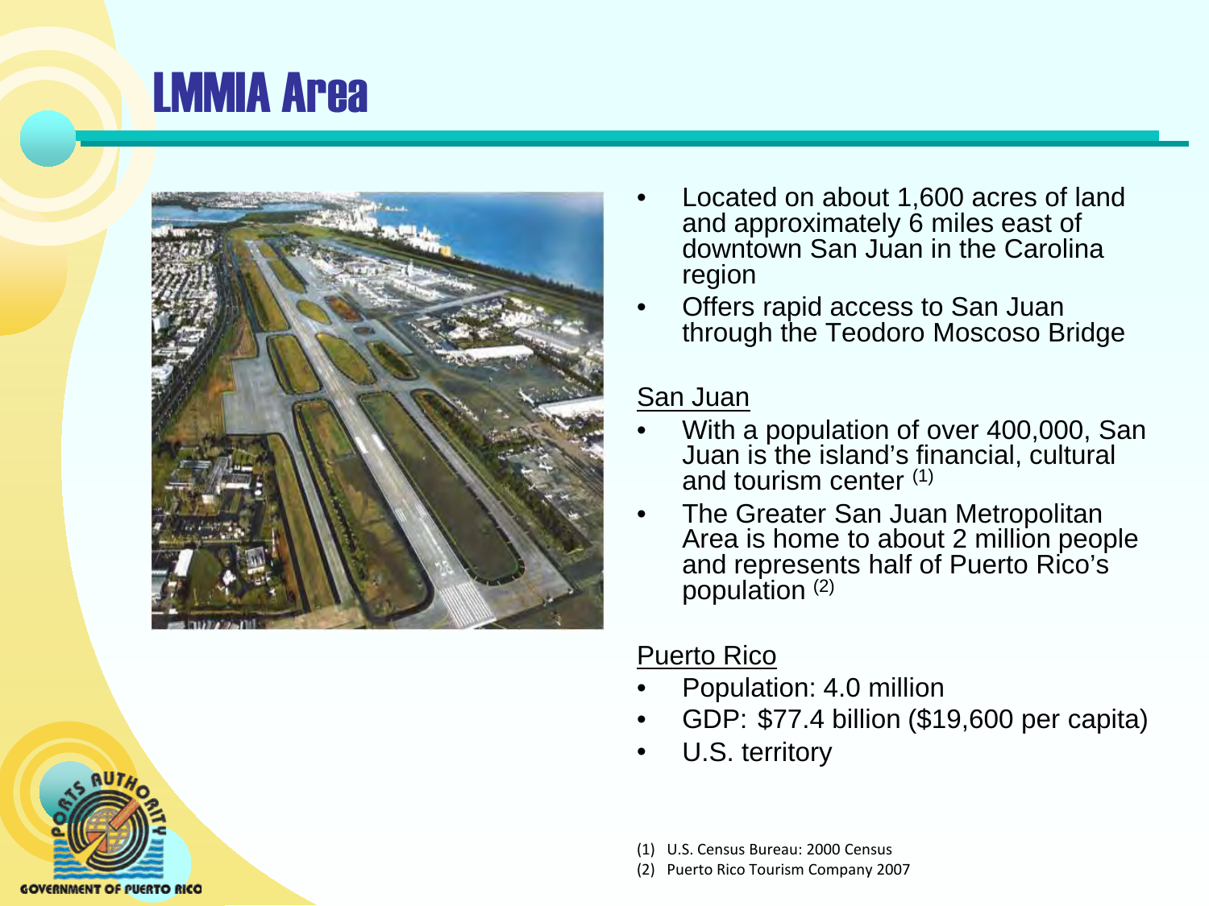# LMMIA Area

- Located on about 1,600 acres of land and approximately 6 miles east of downtown San Juan in the Carolina region
- Offers rapid access to San Juan through the Teodoro Moscoso Bridge

San Juan

- With a population of over 400,000, San Juan is the island's financial, cultural and tourism center (1)
- The Greater San Juan Metropolitan Area is home to about 2 million people and represents half of Puerto Rico's population (2)

Puerto Rico

- Population: 4.0 million
- GDP: $77.4 billion ($19,600 per capita)
- U.S. territory

(1) U.S. Census Bureau: 2000 Census
(2) Puerto Rico Tourism Company 2007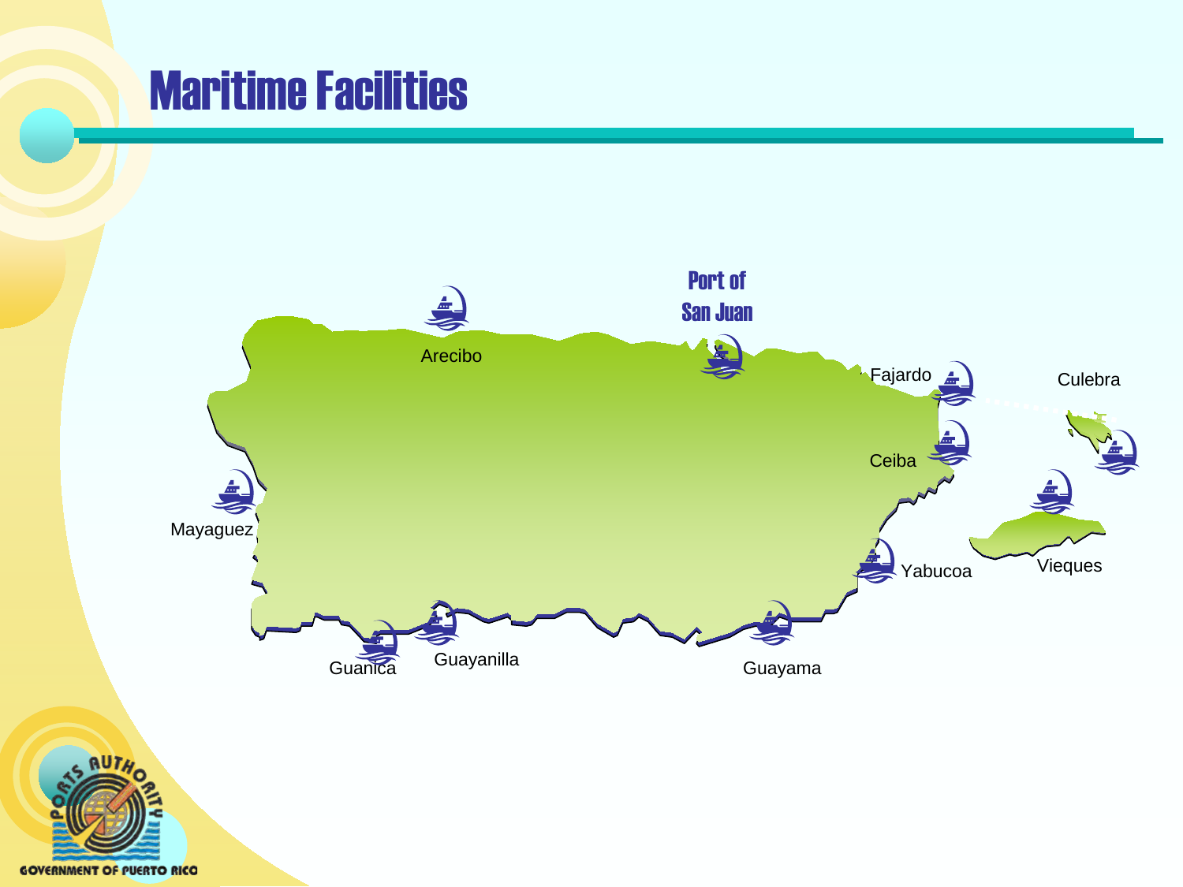# Maritime Facilities

Port of San Juan

Arecibo

Fajardo

Culebra

Ceiba

Mayaguez

Yabucoa

Vieques

Guanica

Guayanilla

Guayama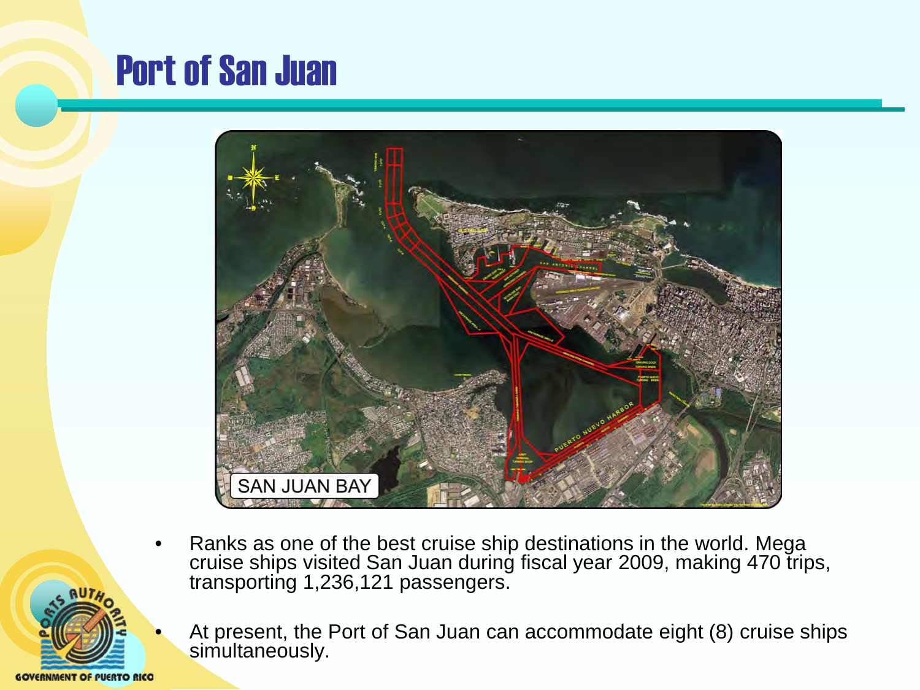# Port of San Juan

- Ranks as one of the best cruise ship destinations in the world. Mega cruise ships visited San Juan during fiscal year 2009, making 470 trips, transporting 1,236,121 passengers.
- At present, the Port of San Juan can accommodate eight (8) cruise ships simultaneously.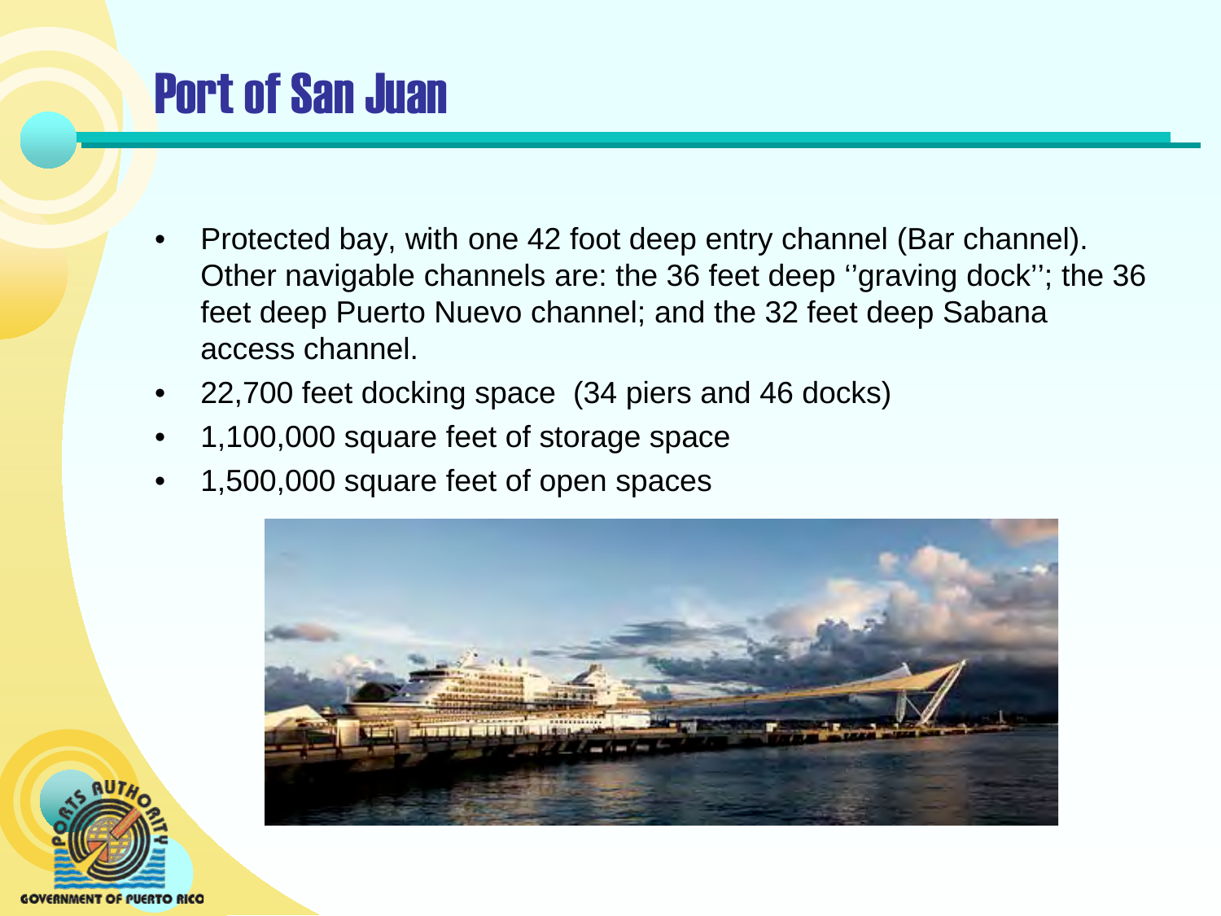# Port of San Juan

- Protected bay, with one 42 foot deep entry channel (Bar channel). Other navigable channels are: the 36 feet deep ''graving dock''; the 36 feet deep Puerto Nuevo channel; and the 32 feet deep Sabana access channel.
- 22,700 feet docking space (34 piers and 46 docks)
- 1,100,000 square feet of storage space
- 1,500,000 square feet of open spaces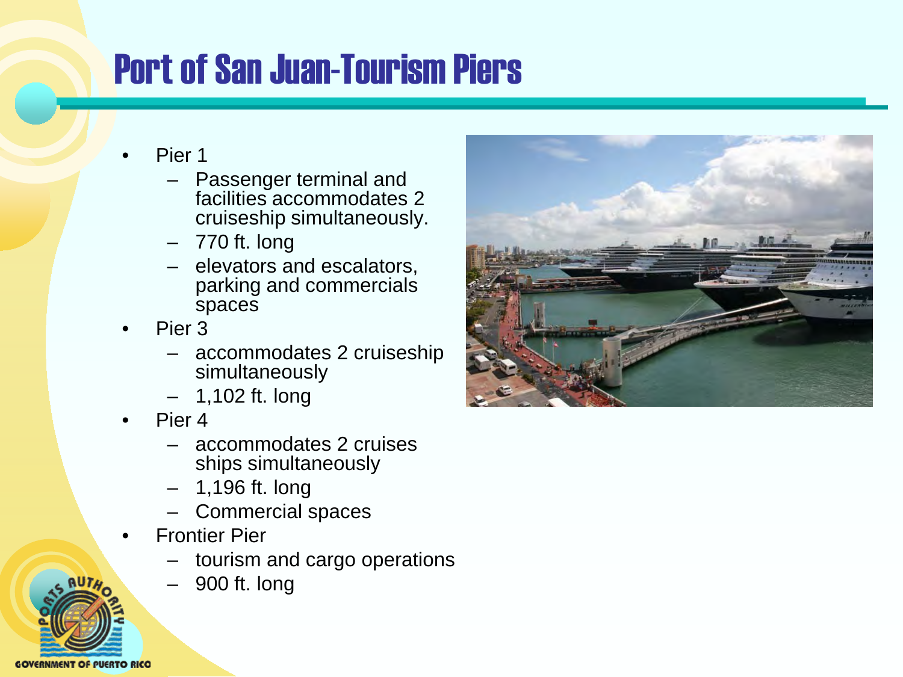# Port of San Juan-Tourism Piers

- Pier 1
  - Passenger terminal and facilities accommodates 2 cruiseship simultaneously.
  - 770 ft. long
  - elevators and escalators, parking and commercials spaces
- Pier 3
  - accommodates 2 cruiseship simultaneously
  - 1,102 ft. long
- Pier 4
  - accommodates 2 cruises ships simultaneously
  - 1,196 ft. long
  - Commercial spaces
- Frontier Pier
  - tourism and cargo operations
  - 900 ft. long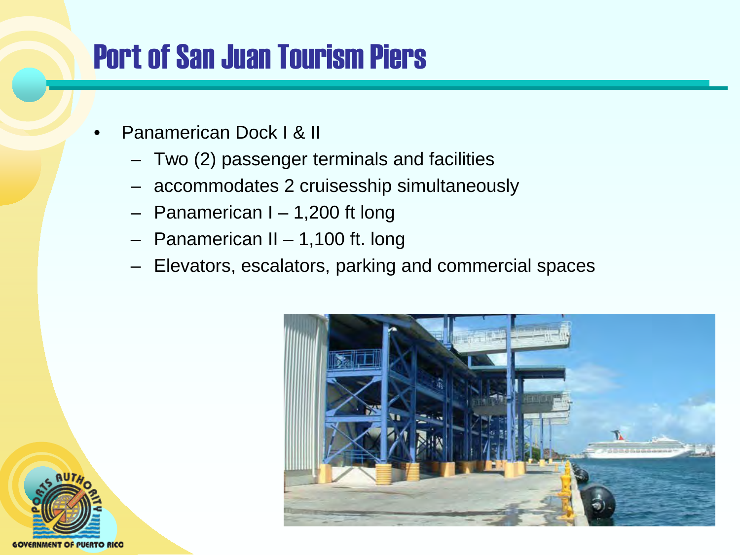# Port of San Juan Tourism Piers

- Panamerican Dock I & II
  - Two (2) passenger terminals and facilities
  - accommodates 2 cruisesship simultaneously
  - Panamerican I – 1,200 ft long
  - Panamerican II – 1,100 ft. long
  - Elevators, escalators, parking and commercial spaces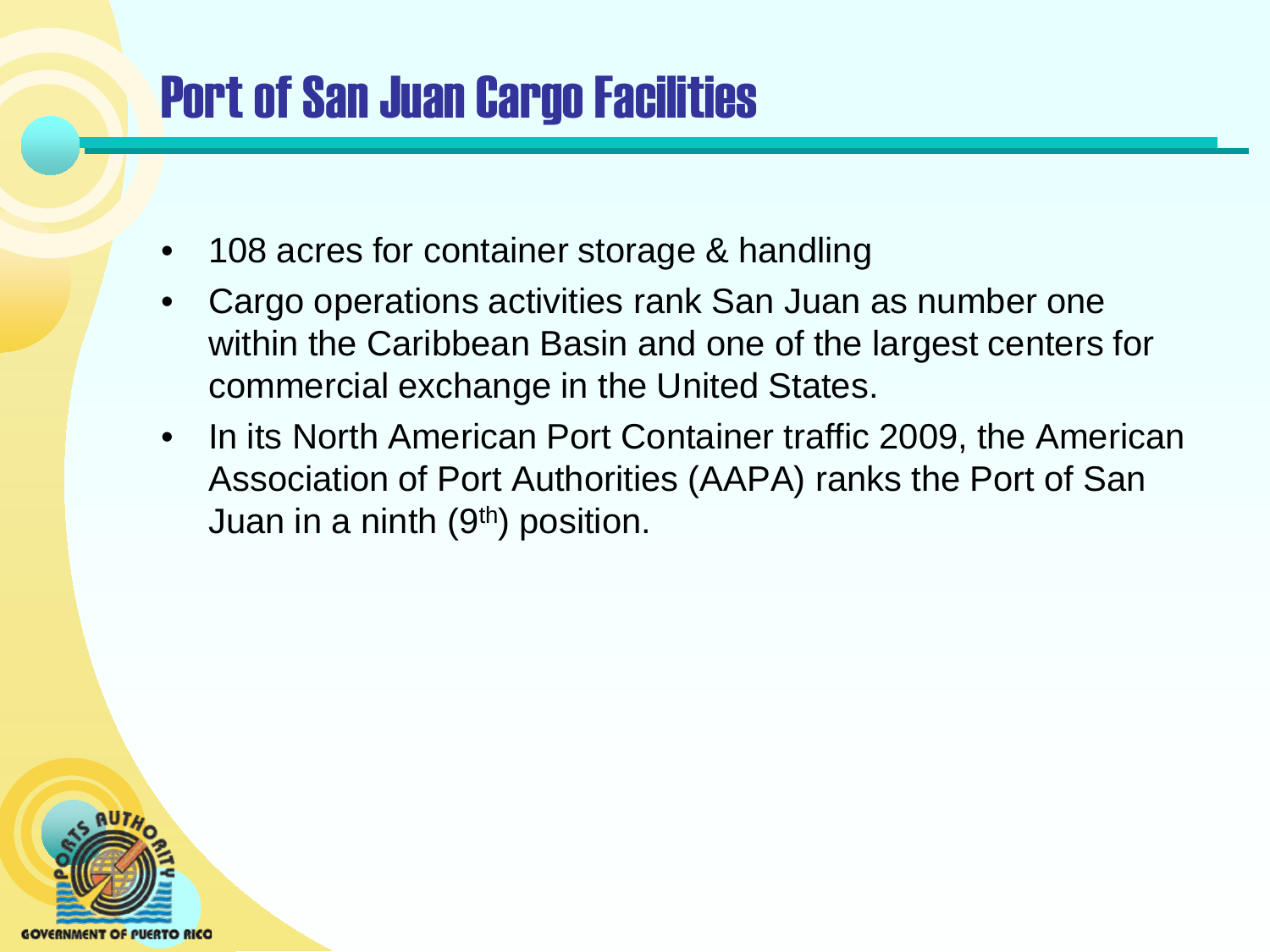# Port of San Juan Cargo Facilities

- 108 acres for container storage & handling
- Cargo operations activities rank San Juan as number one within the Caribbean Basin and one of the largest centers for commercial exchange in the United States.
- In its North American Port Container traffic 2009, the American Association of Port Authorities (AAPA) ranks the Port of San Juan in a ninth (9th) position.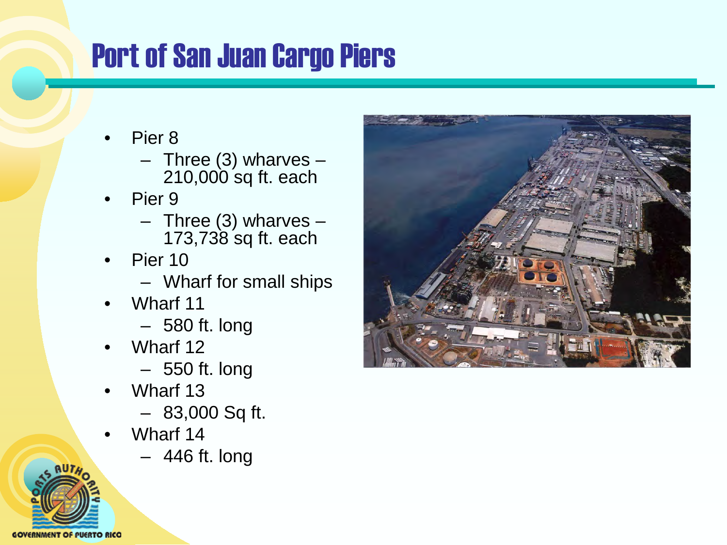# Port of San Juan Cargo Piers

- Pier 8
  - Three (3) wharves – 210,000 sq ft. each
- Pier 9
  - Three (3) wharves – 173,738 sq ft. each
- Pier 10
  - Wharf for small ships
- Wharf 11
  - 580 ft. long
- Wharf 12
  - 550 ft. long
- Wharf 13
  - 83,000 Sq ft.
- Wharf 14
  - 446 ft. long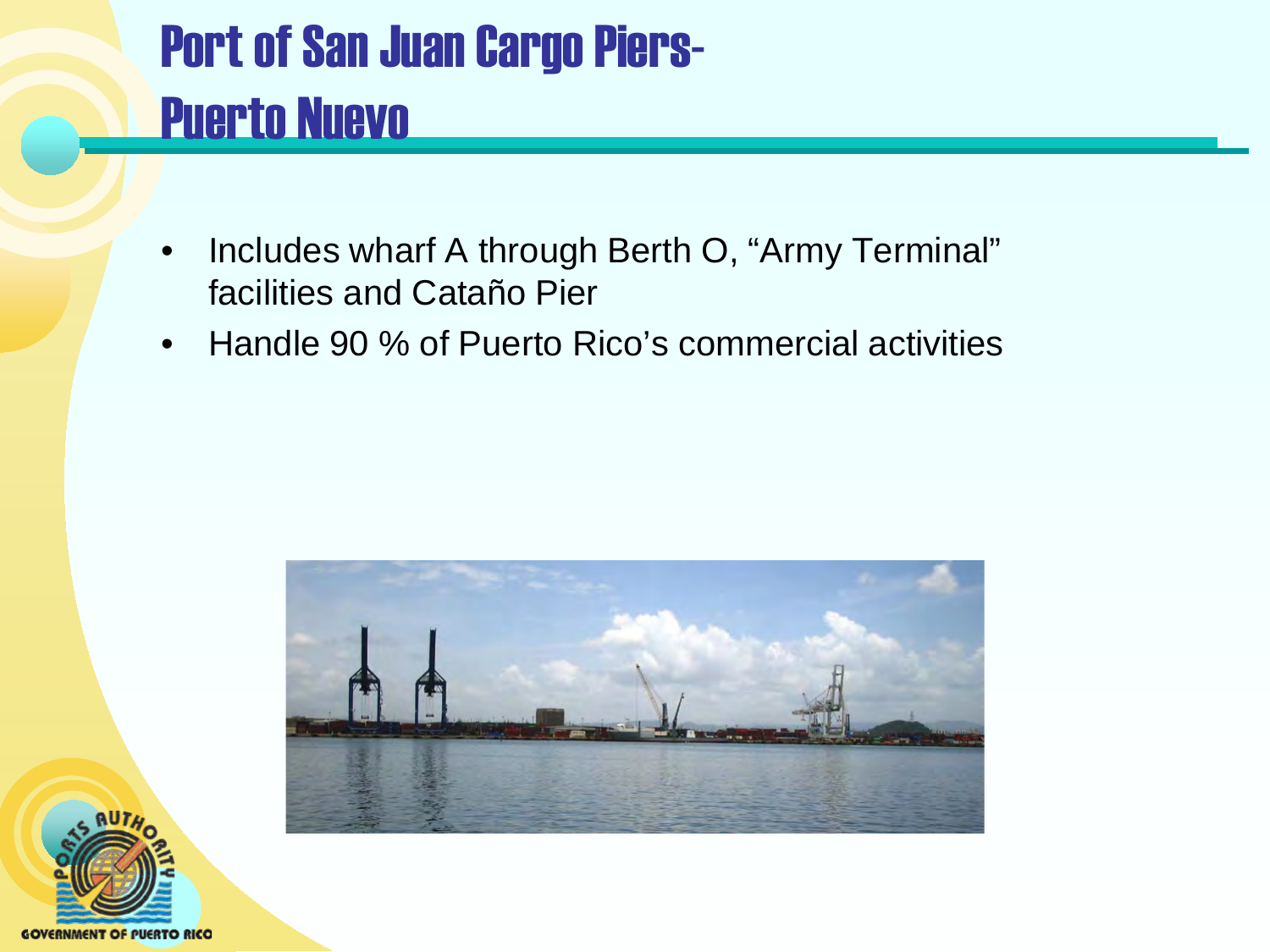# Port of San Juan Cargo Piers- Puerto Nuevo

- Includes wharf A through Berth O, “Army Terminal” facilities and Cataño Pier
- Handle 90 % of Puerto Rico’s commercial activities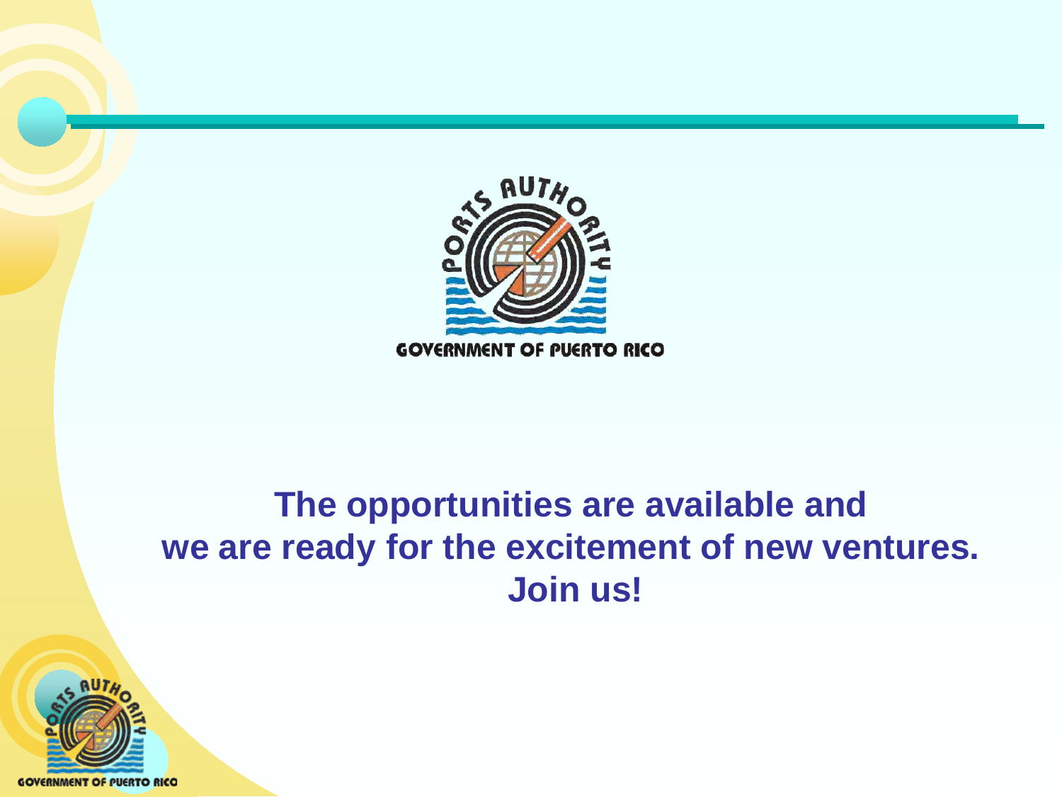**The opportunities are available and we are ready for the excitement of new ventures. Join us!**